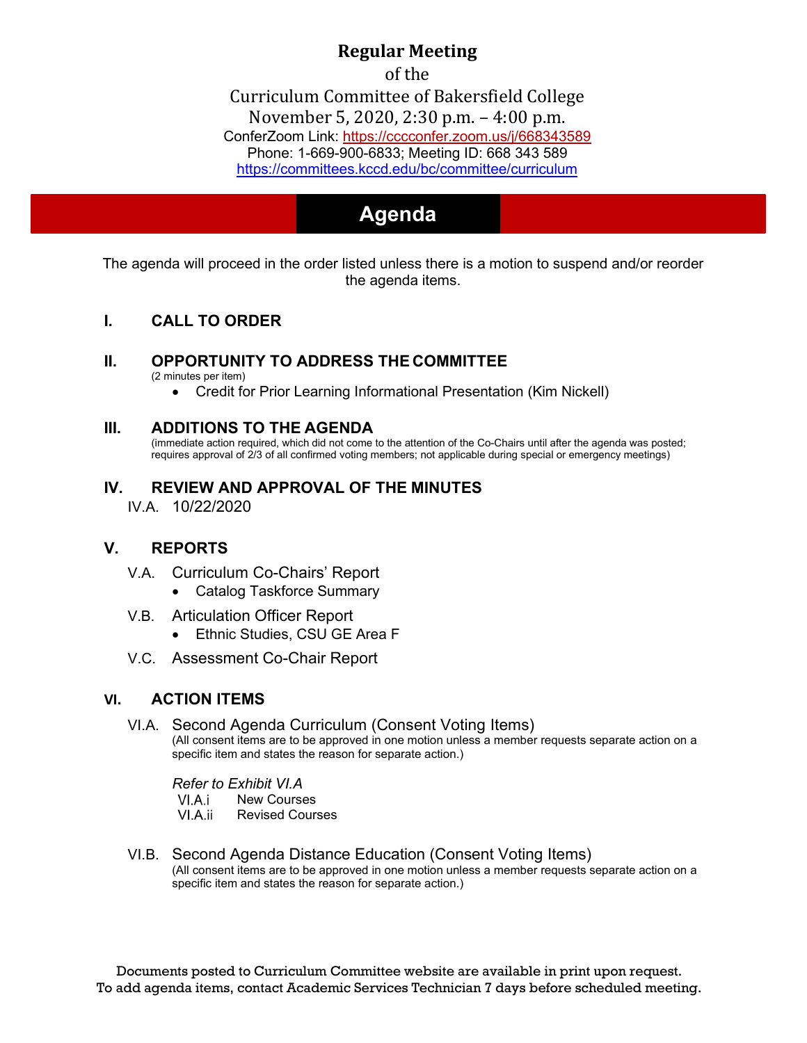# Regular Meeting

of the

Curriculum Committee of Bakersfield College

November 5, 2020, 2:30 p.m. – 4:00 p.m.

ConferZoom Link: https://cccconfer.zoom.us/j/668343589

Phone: 1-669-900-6833; Meeting ID: 668 343 589

https://committees.kccd.edu/bc/committee/curriculum

## Agenda

The agenda will proceed in the order listed unless there is a motion to suspend and/or reorder the agenda items.

### I. CALL TO ORDER

### II. OPPORTUNITY TO ADDRESS THE COMMITTEE

(2 minutes per item)

- Credit for Prior Learning Informational Presentation (Kim Nickell)

### III. ADDITIONS TO THE AGENDA

(immediate action required, which did not come to the attention of the Co-Chairs until after the agenda was posted; requires approval of 2/3 of all confirmed voting members; not applicable during special or emergency meetings)

### IV. REVIEW AND APPROVAL OF THE MINUTES

IV.A. 10/22/2020

### V. REPORTS

V.A. Curriculum Co-Chairs' Report

- Catalog Taskforce Summary

V.B. Articulation Officer Report

- Ethnic Studies, CSU GE Area F

V.C. Assessment Co-Chair Report

### VI. ACTION ITEMS

VI.A. Second Agenda Curriculum (Consent Voting Items)

(All consent items are to be approved in one motion unless a member requests separate action on a specific item and states the reason for separate action.)

*Refer to Exhibit VI.A*

VI.A.i New Courses

VI.A.ii Revised Courses

VI.B. Second Agenda Distance Education (Consent Voting Items)

(All consent items are to be approved in one motion unless a member requests separate action on a specific item and states the reason for separate action.)

Documents posted to Curriculum Committee website are available in print upon request.
To add agenda items, contact Academic Services Technician 7 days before scheduled meeting.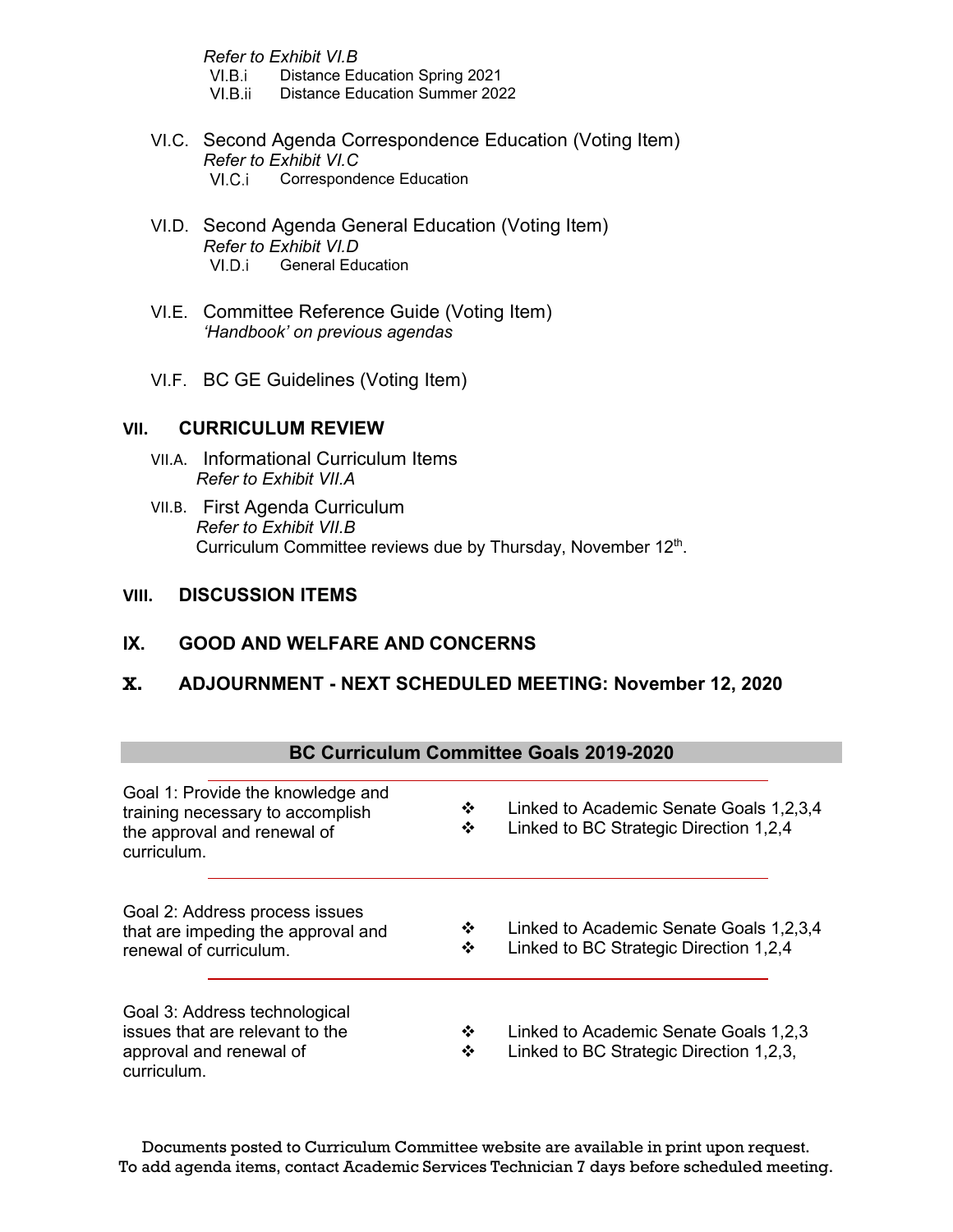*Refer to Exhibit VI.B*

VI.B.i Distance Education Spring 2021
VI.B.ii Distance Education Summer 2022

VI.C. Second Agenda Correspondence Education (Voting Item)
*Refer to Exhibit VI.C*
VI.C.i Correspondence Education

VI.D. Second Agenda General Education (Voting Item)
*Refer to Exhibit VI.D*
VI.D.i General Education

VI.E. Committee Reference Guide (Voting Item)
*'Handbook' on previous agendas*

VI.F. BC GE Guidelines (Voting Item)

## VII. CURRICULUM REVIEW

VII.A. Informational Curriculum Items
*Refer to Exhibit VII.A*

VII.B. First Agenda Curriculum
*Refer to Exhibit VII.B*
Curriculum Committee reviews due by Thursday, November 12th.

## VIII. DISCUSSION ITEMS

## IX. GOOD AND WELFARE AND CONCERNS

## X. ADJOURNMENT - NEXT SCHEDULED MEETING: November 12, 2020

| BC Curriculum Committee Goals 2019-2020 | |
|---|---|
| Goal 1: Provide the knowledge and training necessary to accomplish the approval and renewal of curriculum. | ❖ Linked to Academic Senate Goals 1,2,3,4<br>❖ Linked to BC Strategic Direction 1,2,4 |
| Goal 2: Address process issues that are impeding the approval and renewal of curriculum. | ❖ Linked to Academic Senate Goals 1,2,3,4<br>❖ Linked to BC Strategic Direction 1,2,4 |
| Goal 3: Address technological issues that are relevant to the approval and renewal of curriculum. | ❖ Linked to Academic Senate Goals 1,2,3<br>❖ Linked to BC Strategic Direction 1,2,3, |

Documents posted to Curriculum Committee website are available in print upon request.
To add agenda items, contact Academic Services Technician 7 days before scheduled meeting.